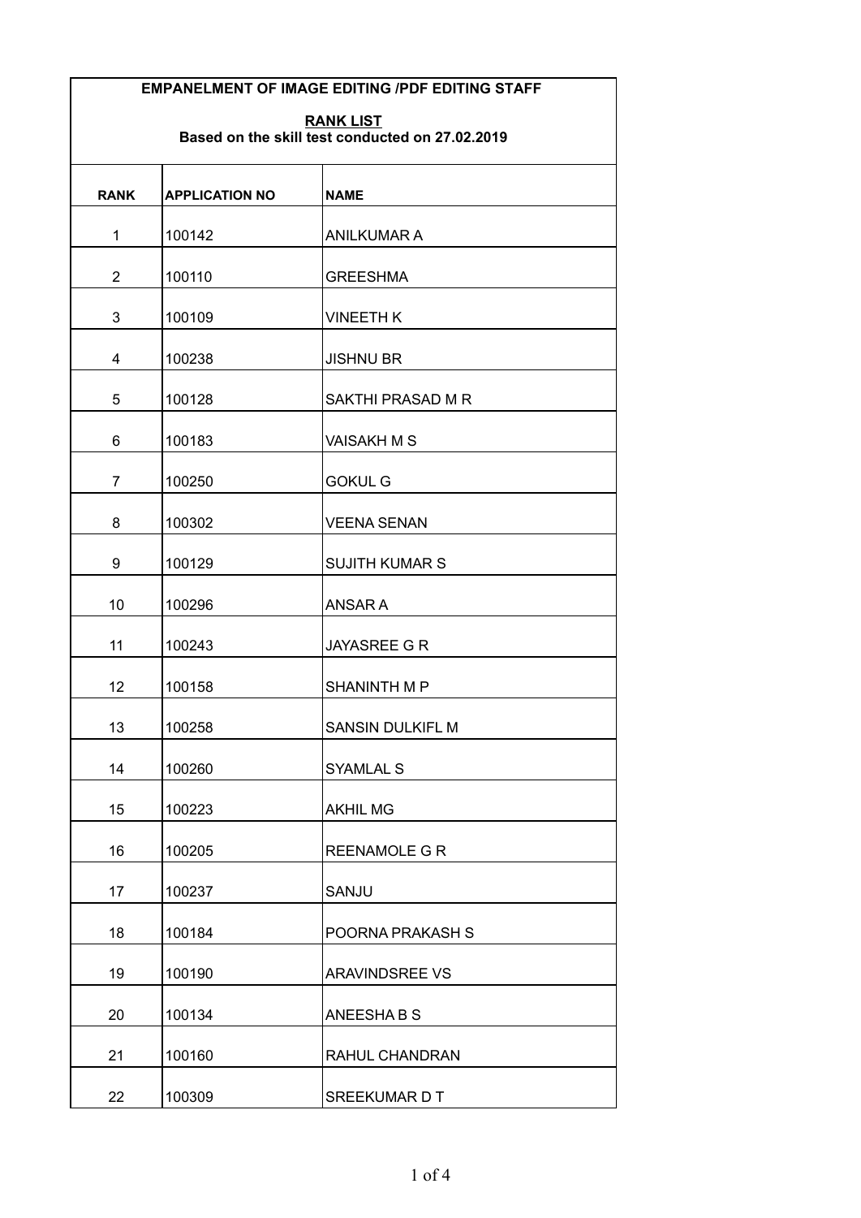**EMPANELMENT OF IMAGE EDITING /PDF EDITING STAFF**

**RANK LIST**

**Based on the skill test conducted on 27.02.2019**

| RANK | APPLICATION NO | NAME |
|---|---|---|
| 1 | 100142 | ANILKUMAR A |
| 2 | 100110 | GREESHMA |
| 3 | 100109 | VINEETH K |
| 4 | 100238 | JISHNU BR |
| 5 | 100128 | SAKTHI PRASAD M R |
| 6 | 100183 | VAISAKH M S |
| 7 | 100250 | GOKUL G |
| 8 | 100302 | VEENA SENAN |
| 9 | 100129 | SUJITH KUMAR S |
| 10 | 100296 | ANSAR A |
| 11 | 100243 | JAYASREE G R |
| 12 | 100158 | SHANINTH M P |
| 13 | 100258 | SANSIN DULKIFL M |
| 14 | 100260 | SYAMLAL S |
| 15 | 100223 | AKHIL MG |
| 16 | 100205 | REENAMOLE G R |
| 17 | 100237 | SANJU |
| 18 | 100184 | POORNA PRAKASH S |
| 19 | 100190 | ARAVINDSREE VS |
| 20 | 100134 | ANEESHA B S |
| 21 | 100160 | RAHUL CHANDRAN |
| 22 | 100309 | SREEKUMAR D T |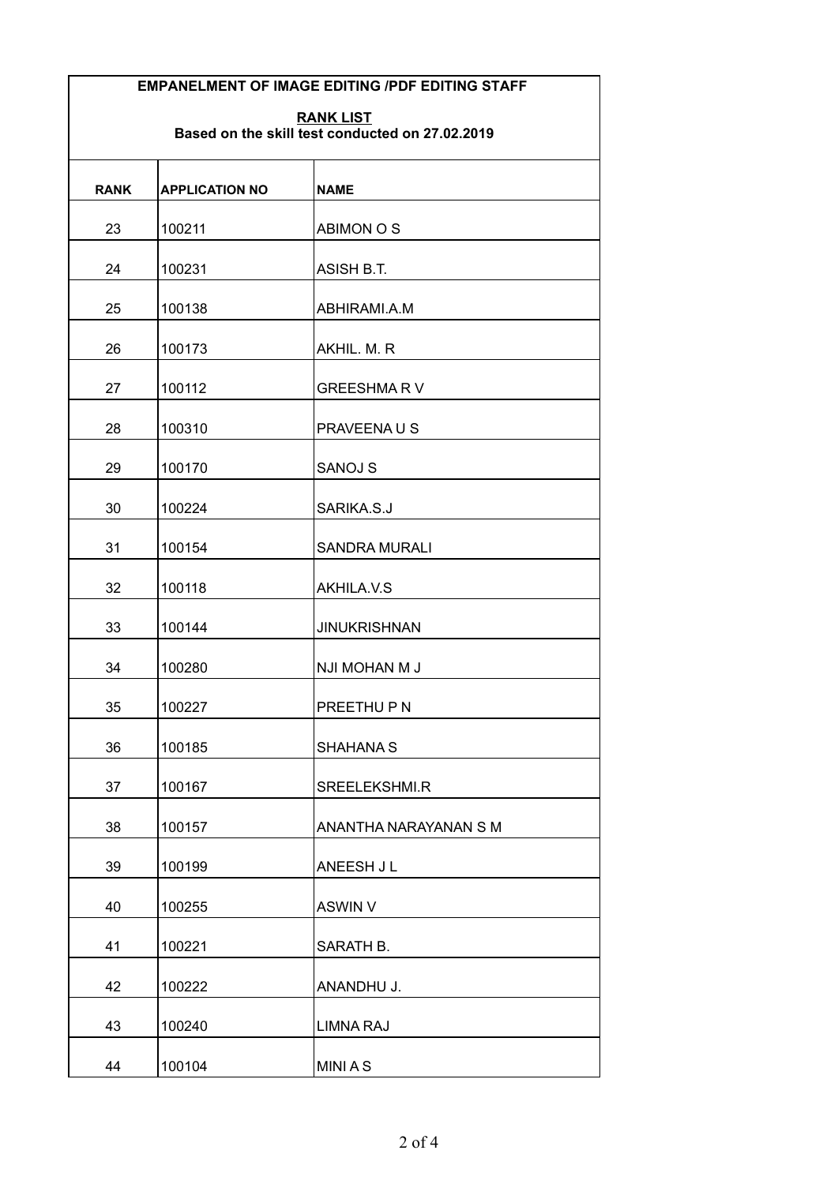**EMPANELMENT OF IMAGE EDITING /PDF EDITING STAFF**

**RANK LIST**

**Based on the skill test conducted on 27.02.2019**

| RANK | APPLICATION NO | NAME |
|---|---|---|
| 23 | 100211 | ABIMON O S |
| 24 | 100231 | ASISH B.T. |
| 25 | 100138 | ABHIRAMI.A.M |
| 26 | 100173 | AKHIL. M. R |
| 27 | 100112 | GREESHMA R V |
| 28 | 100310 | PRAVEENA U S |
| 29 | 100170 | SANOJ S |
| 30 | 100224 | SARIKA.S.J |
| 31 | 100154 | SANDRA MURALI |
| 32 | 100118 | AKHILA.V.S |
| 33 | 100144 | JINUKRISHNAN |
| 34 | 100280 | NJI MOHAN M J |
| 35 | 100227 | PREETHU P N |
| 36 | 100185 | SHAHANA S |
| 37 | 100167 | SREELEKSHMI.R |
| 38 | 100157 | ANANTHA NARAYANAN S M |
| 39 | 100199 | ANEESH J L |
| 40 | 100255 | ASWIN V |
| 41 | 100221 | SARATH B. |
| 42 | 100222 | ANANDHU J. |
| 43 | 100240 | LIMNA RAJ |
| 44 | 100104 | MINI A S |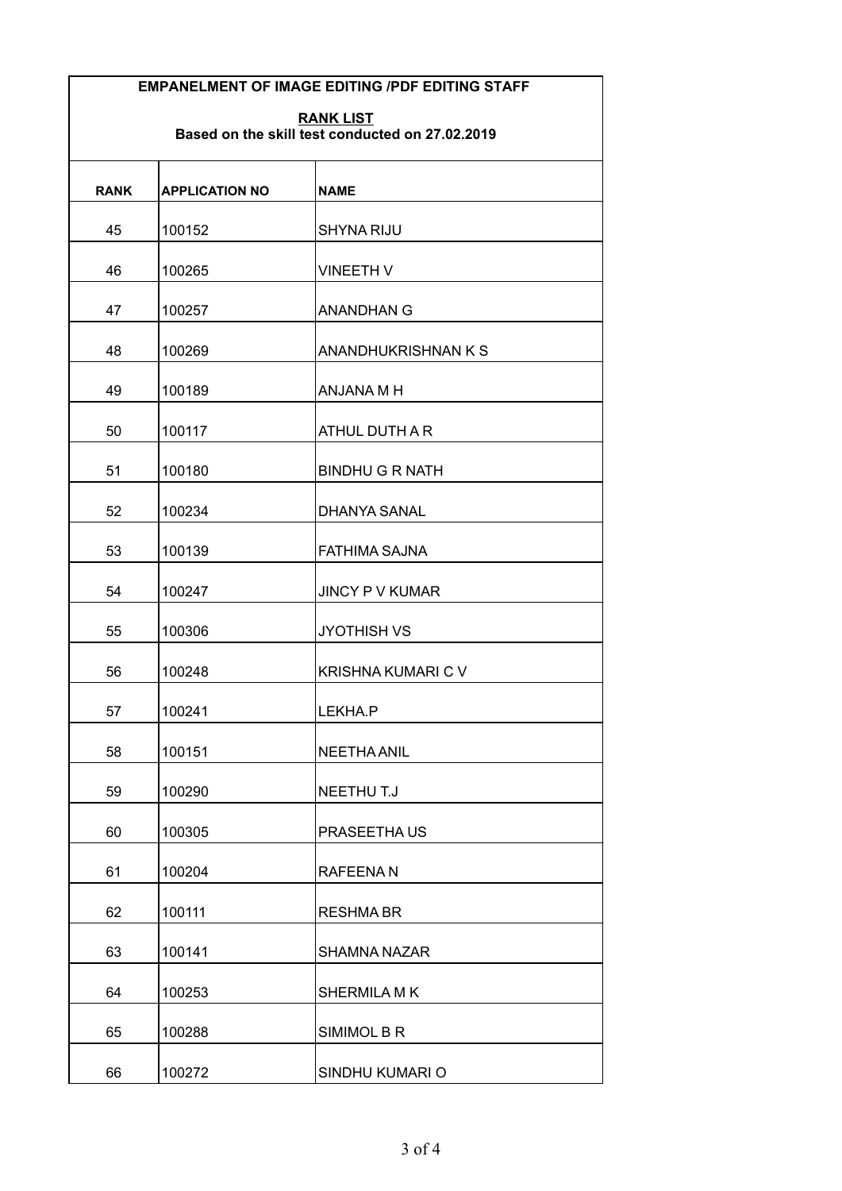# EMPANELMENT OF IMAGE EDITING /PDF EDITING STAFF

## RANK LIST

**Based on the skill test conducted on 27.02.2019**

| RANK | APPLICATION NO | NAME |
|---|---|---|
| 45 | 100152 | SHYNA RIJU |
| 46 | 100265 | VINEETH V |
| 47 | 100257 | ANANDHAN G |
| 48 | 100269 | ANANDHUKRISHNAN K S |
| 49 | 100189 | ANJANA M H |
| 50 | 100117 | ATHUL DUTH A R |
| 51 | 100180 | BINDHU G R NATH |
| 52 | 100234 | DHANYA SANAL |
| 53 | 100139 | FATHIMA SAJNA |
| 54 | 100247 | JINCY P V KUMAR |
| 55 | 100306 | JYOTHISH VS |
| 56 | 100248 | KRISHNA KUMARI C V |
| 57 | 100241 | LEKHA.P |
| 58 | 100151 | NEETHA ANIL |
| 59 | 100290 | NEETHU T.J |
| 60 | 100305 | PRASEETHA US |
| 61 | 100204 | RAFEENA N |
| 62 | 100111 | RESHMA BR |
| 63 | 100141 | SHAMNA NAZAR |
| 64 | 100253 | SHERMILA M K |
| 65 | 100288 | SIMIMOL B R |
| 66 | 100272 | SINDHU KUMARI O |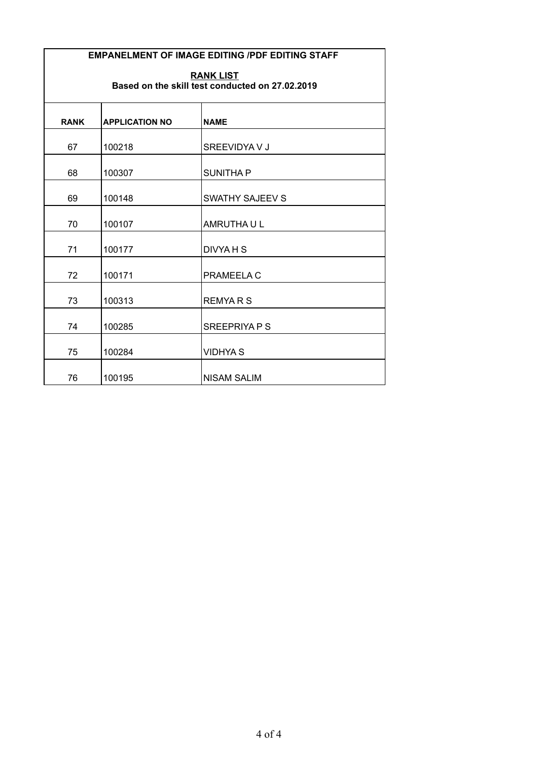**EMPANELMENT OF IMAGE EDITING /PDF EDITING STAFF**

**RANK LIST**

**Based on the skill test conducted on 27.02.2019**

| RANK | APPLICATION NO | NAME |
|---|---|---|
| 67 | 100218 | SREEVIDYA V J |
| 68 | 100307 | SUNITHA P |
| 69 | 100148 | SWATHY SAJEEV S |
| 70 | 100107 | AMRUTHA U L |
| 71 | 100177 | DIVYA H S |
| 72 | 100171 | PRAMEELA C |
| 73 | 100313 | REMYA R S |
| 74 | 100285 | SREEPRIYA P S |
| 75 | 100284 | VIDHYA S |
| 76 | 100195 | NISAM SALIM |